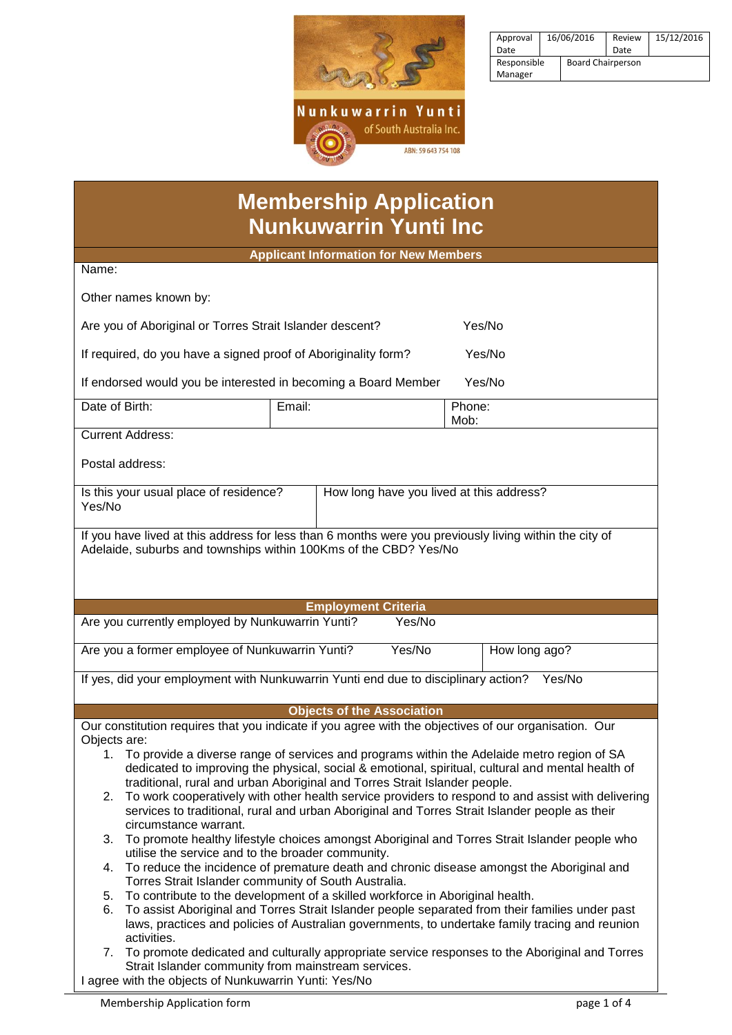Nunkuwarrin Yunti
of South Australia Inc.
ABN: 59 643 754 108

| Approval Date | 16/06/2016 | Review Date | 15/12/2016 |
|---|---|---|---|
| Responsible Manager | Board Chairperson | | |

# Membership Application
# Nunkuwarrin Yunti Inc

## Applicant Information for New Members

Name:

Other names known by:

Are you of Aboriginal or Torres Strait Islander descent? Yes/No

If required, do you have a signed proof of Aboriginality form? Yes/No

If endorsed would you be interested in becoming a Board Member Yes/No

| Date of Birth: | Email: | Phone:<br>Mob: |
|---|---|---|

Current Address:

Postal address:

| Is this your usual place of residence? Yes/No | How long have you lived at this address? |
|---|---|

If you have lived at this address for less than 6 months were you previously living within the city of Adelaide, suburbs and townships within 100Kms of the CBD? Yes/No

## Employment Criteria

Are you currently employed by Nunkuwarrin Yunti? Yes/No

| Are you a former employee of Nunkuwarrin Yunti? Yes/No | How long ago? |
|---|---|

If yes, did your employment with Nunkuwarrin Yunti end due to disciplinary action? Yes/No

## Objects of the Association

Our constitution requires that you indicate if you agree with the objectives of our organisation. Our Objects are:

1. To provide a diverse range of services and programs within the Adelaide metro region of SA dedicated to improving the physical, social & emotional, spiritual, cultural and mental health of traditional, rural and urban Aboriginal and Torres Strait Islander people.
2. To work cooperatively with other health service providers to respond to and assist with delivering services to traditional, rural and urban Aboriginal and Torres Strait Islander people as their circumstance warrant.
3. To promote healthy lifestyle choices amongst Aboriginal and Torres Strait Islander people who utilise the service and to the broader community.
4. To reduce the incidence of premature death and chronic disease amongst the Aboriginal and Torres Strait Islander community of South Australia.
5. To contribute to the development of a skilled workforce in Aboriginal health.
6. To assist Aboriginal and Torres Strait Islander people separated from their families under past laws, practices and policies of Australian governments, to undertake family tracing and reunion activities.
7. To promote dedicated and culturally appropriate service responses to the Aboriginal and Torres Strait Islander community from mainstream services.

I agree with the objects of Nunkuwarrin Yunti: Yes/No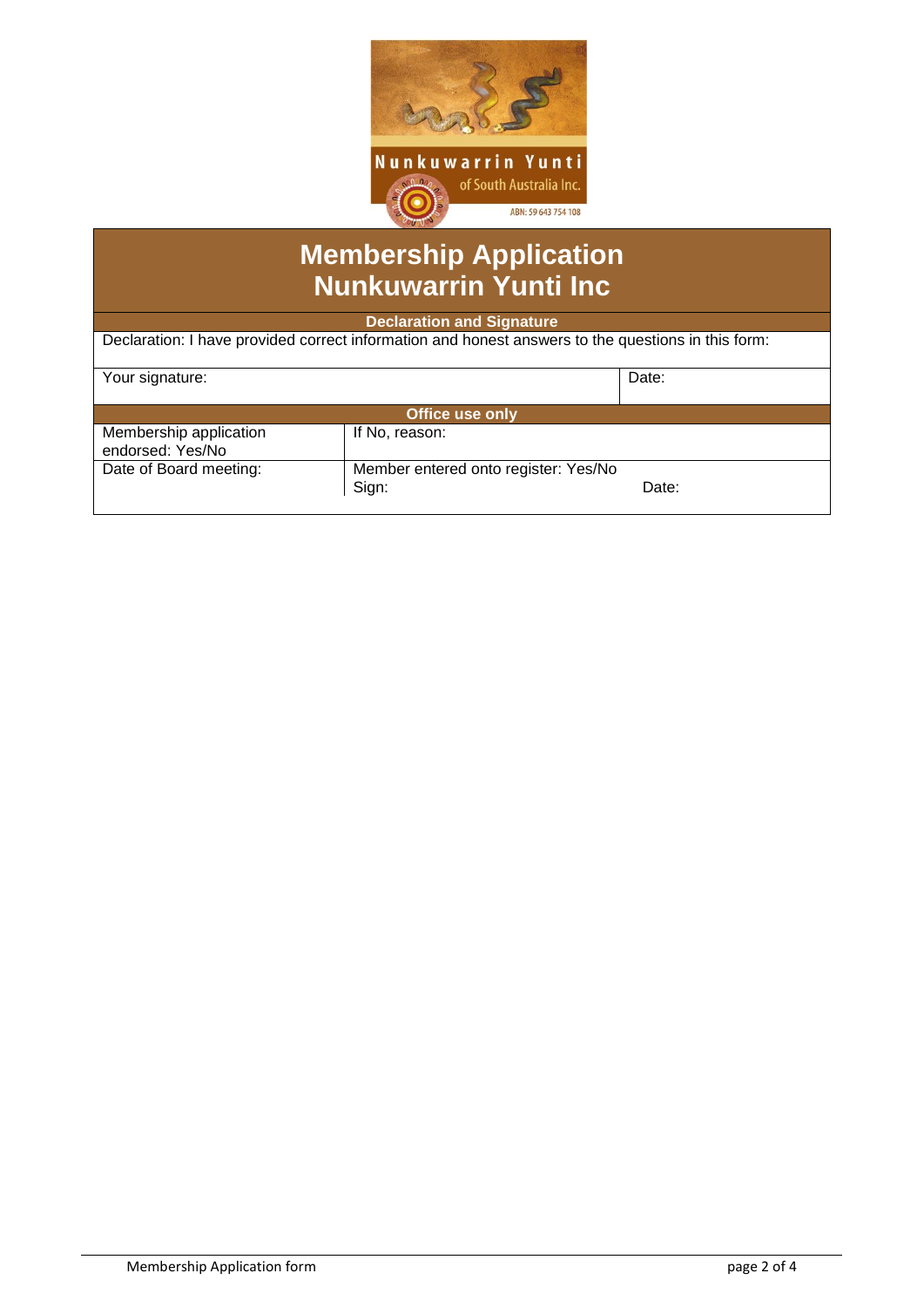Nunkuwarrin Yunti of South Australia Inc.

ABN: 59 643 754 108

# Membership Application Nunkuwarrin Yunti Inc

| Declaration and Signature | |
|---|---|
| Declaration: I have provided correct information and honest answers to the questions in this form: | |
| Your signature: | Date: |

| Office use only | | |
|---|---|---|
| Membership application endorsed: Yes/No | If No, reason: | |
| Date of Board meeting: | Member entered onto register: Yes/No<br>Sign: | Date: |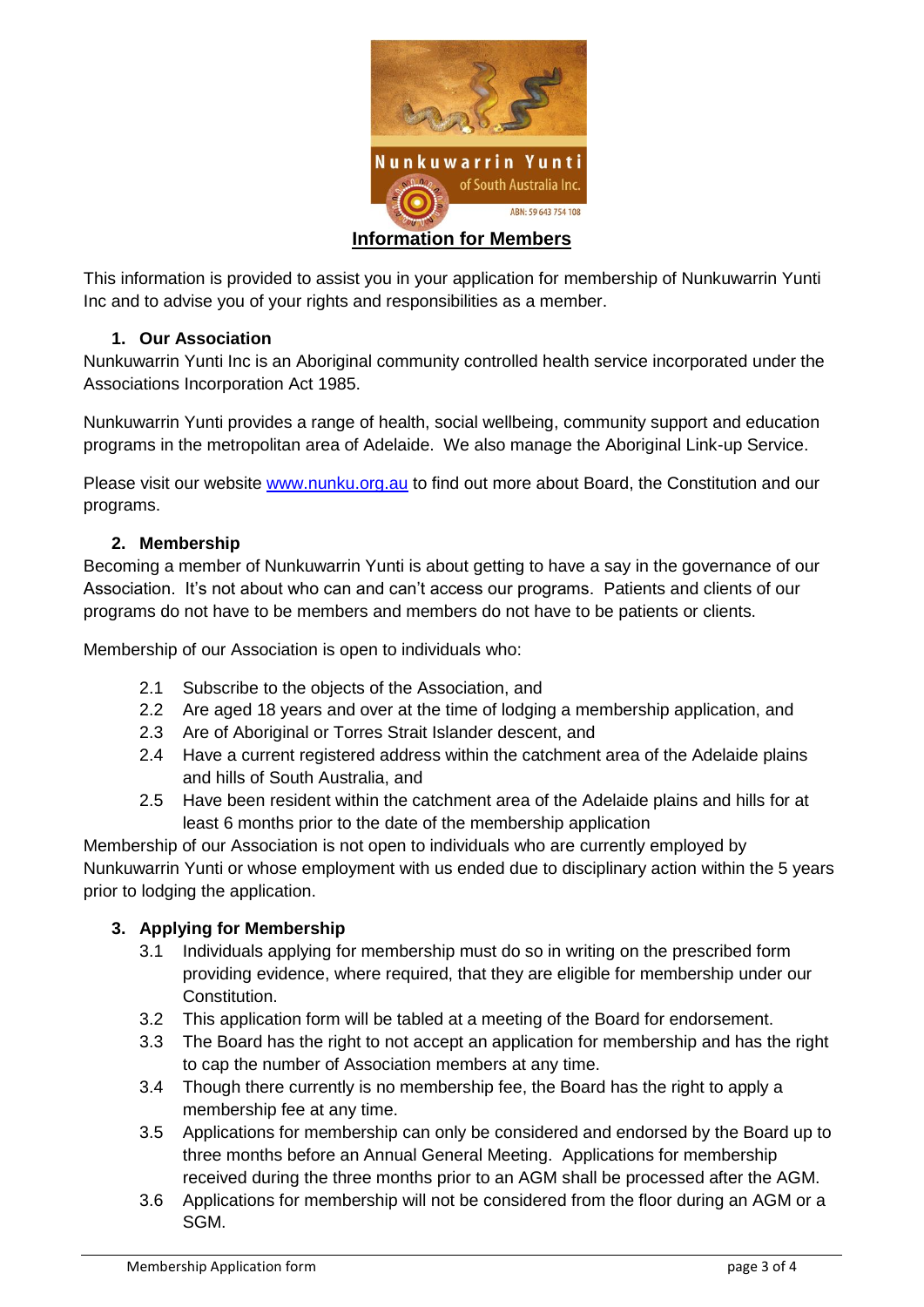# Information for Members

This information is provided to assist you in your application for membership of Nunkuwarrin Yunti Inc and to advise you of your rights and responsibilities as a member.

## 1. Our Association

Nunkuwarrin Yunti Inc is an Aboriginal community controlled health service incorporated under the Associations Incorporation Act 1985.

Nunkuwarrin Yunti provides a range of health, social wellbeing, community support and education programs in the metropolitan area of Adelaide. We also manage the Aboriginal Link-up Service.

Please visit our website [www.nunku.org.au](http://www.nunku.org.au) to find out more about Board, the Constitution and our programs.

## 2. Membership

Becoming a member of Nunkuwarrin Yunti is about getting to have a say in the governance of our Association. It's not about who can and can't access our programs. Patients and clients of our programs do not have to be members and members do not have to be patients or clients.

Membership of our Association is open to individuals who:

2.1 Subscribe to the objects of the Association, and

2.2 Are aged 18 years and over at the time of lodging a membership application, and

2.3 Are of Aboriginal or Torres Strait Islander descent, and

2.4 Have a current registered address within the catchment area of the Adelaide plains and hills of South Australia, and

2.5 Have been resident within the catchment area of the Adelaide plains and hills for at least 6 months prior to the date of the membership application

Membership of our Association is not open to individuals who are currently employed by Nunkuwarrin Yunti or whose employment with us ended due to disciplinary action within the 5 years prior to lodging the application.

## 3. Applying for Membership

3.1 Individuals applying for membership must do so in writing on the prescribed form providing evidence, where required, that they are eligible for membership under our Constitution.

3.2 This application form will be tabled at a meeting of the Board for endorsement.

3.3 The Board has the right to not accept an application for membership and has the right to cap the number of Association members at any time.

3.4 Though there currently is no membership fee, the Board has the right to apply a membership fee at any time.

3.5 Applications for membership can only be considered and endorsed by the Board up to three months before an Annual General Meeting. Applications for membership received during the three months prior to an AGM shall be processed after the AGM.

3.6 Applications for membership will not be considered from the floor during an AGM or a SGM.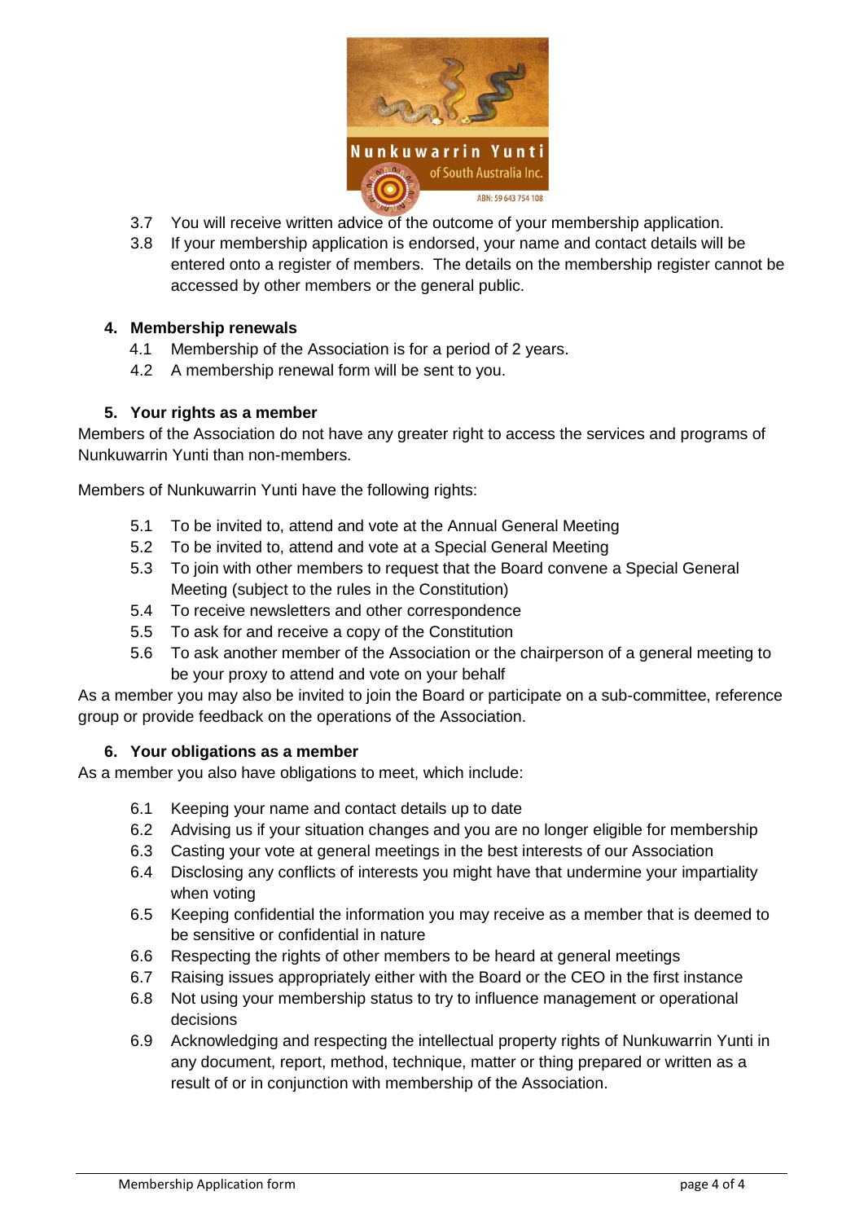3.7 You will receive written advice of the outcome of your membership application.

3.8 If your membership application is endorsed, your name and contact details will be entered onto a register of members. The details on the membership register cannot be accessed by other members or the general public.

## 4. Membership renewals

4.1 Membership of the Association is for a period of 2 years.

4.2 A membership renewal form will be sent to you.

## 5. Your rights as a member

Members of the Association do not have any greater right to access the services and programs of Nunkuwarrin Yunti than non-members.

Members of Nunkuwarrin Yunti have the following rights:

5.1 To be invited to, attend and vote at the Annual General Meeting

5.2 To be invited to, attend and vote at a Special General Meeting

5.3 To join with other members to request that the Board convene a Special General Meeting (subject to the rules in the Constitution)

5.4 To receive newsletters and other correspondence

5.5 To ask for and receive a copy of the Constitution

5.6 To ask another member of the Association or the chairperson of a general meeting to be your proxy to attend and vote on your behalf

As a member you may also be invited to join the Board or participate on a sub-committee, reference group or provide feedback on the operations of the Association.

## 6. Your obligations as a member

As a member you also have obligations to meet, which include:

6.1 Keeping your name and contact details up to date

6.2 Advising us if your situation changes and you are no longer eligible for membership

6.3 Casting your vote at general meetings in the best interests of our Association

6.4 Disclosing any conflicts of interests you might have that undermine your impartiality when voting

6.5 Keeping confidential the information you may receive as a member that is deemed to be sensitive or confidential in nature

6.6 Respecting the rights of other members to be heard at general meetings

6.7 Raising issues appropriately either with the Board or the CEO in the first instance

6.8 Not using your membership status to try to influence management or operational decisions

6.9 Acknowledging and respecting the intellectual property rights of Nunkuwarrin Yunti in any document, report, method, technique, matter or thing prepared or written as a result of or in conjunction with membership of the Association.